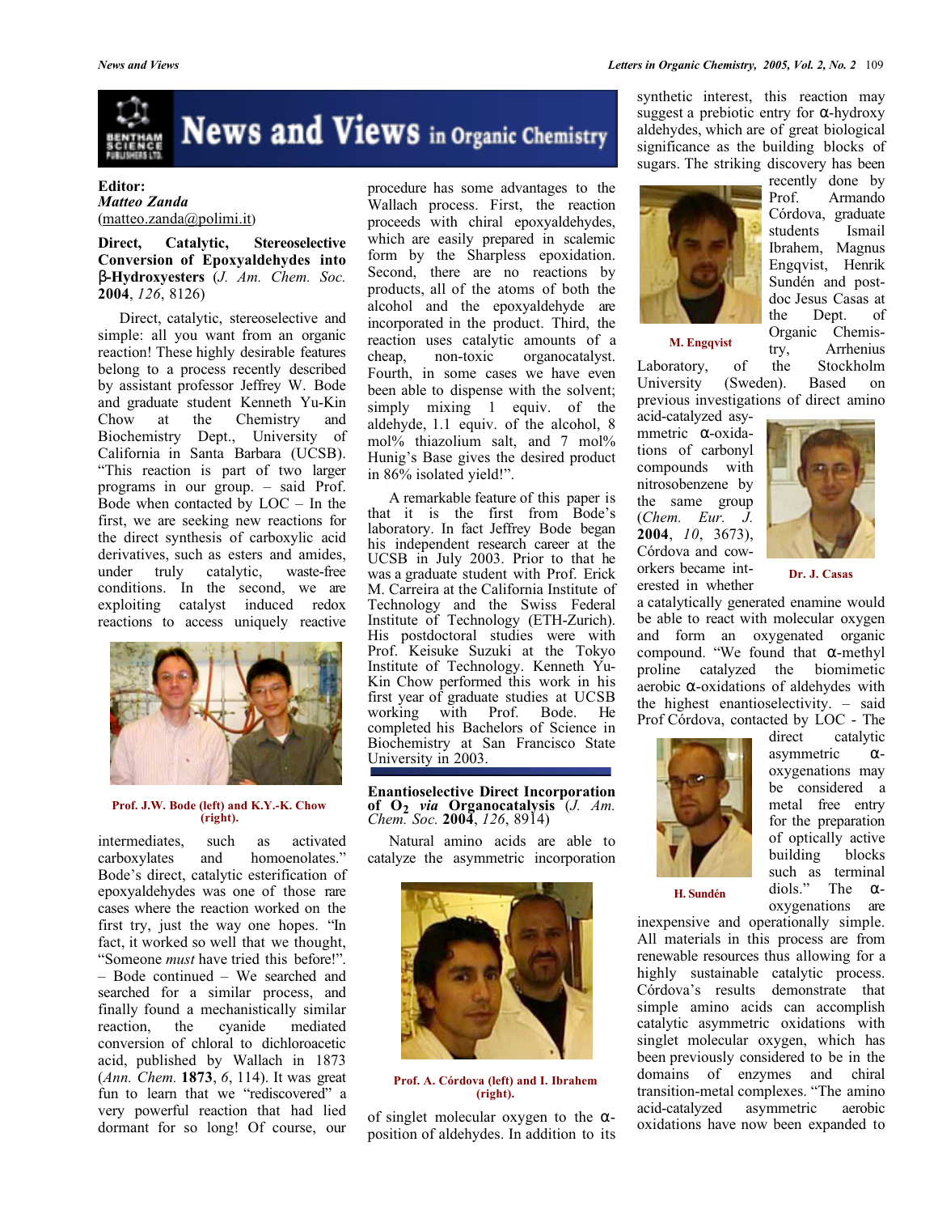# News and Views in Organic Chemistry

**Editor:**
***Matteo Zanda***
(matteo.zanda@polimi.it)

## Direct, Catalytic, Stereoselective Conversion of Epoxyaldehydes into β-Hydroxyesters (*J. Am. Chem. Soc.* **2004**, *126*, 8126)

Direct, catalytic, stereoselective and simple: all you want from an organic reaction! These highly desirable features belong to a process recently described by assistant professor Jeffrey W. Bode and graduate student Kenneth Yu-Kin Chow at the Chemistry and Biochemistry Dept., University of California in Santa Barbara (UCSB). "This reaction is part of two larger programs in our group. – said Prof. Bode when contacted by LOC – In the first, we are seeking new reactions for the direct synthesis of carboxylic acid derivatives, such as esters and amides, under truly catalytic, waste-free conditions. In the second, we are exploiting catalyst induced redox reactions to access uniquely reactive intermediates, such as activated carboxylates and homoenolates." Bode's direct, catalytic esterification of epoxyaldehydes was one of those rare cases where the reaction worked on the first try, just the way one hopes. "In fact, it worked so well that we thought, "Someone *must* have tried this before!". – Bode continued – We searched and searched for a similar process, and finally found a mechanistically similar reaction, the cyanide mediated conversion of chloral to dichloroacetic acid, published by Wallach in 1873 (*Ann. Chem.* **1873**, *6*, 114). It was great fun to learn that we "rediscovered" a very powerful reaction that had lied dormant for so long! Of course, our procedure has some advantages to the Wallach process. First, the reaction proceeds with chiral epoxyaldehydes, which are easily prepared in scalemic form by the Sharpless epoxidation. Second, there are no reactions by products, all of the atoms of both the alcohol and the epoxyaldehyde are incorporated in the product. Third, the reaction uses catalytic amounts of a cheap, non-toxic organocatalyst. Fourth, in some cases we have even been able to dispense with the solvent; simply mixing 1 equiv. of the aldehyde, 1.1 equiv. of the alcohol, 8 mol% thiazolium salt, and 7 mol% Hunig's Base gives the desired product in 86% isolated yield!".

Prof. J.W. Bode (left) and K.Y.-K. Chow (right).

A remarkable feature of this paper is that it is the first from Bode's laboratory. In fact Jeffrey Bode began his independent research career at the UCSB in July 2003. Prior to that he was a graduate student with Prof. Erick M. Carreira at the California Institute of Technology and the Swiss Federal Institute of Technology (ETH-Zurich). His postdoctoral studies were with Prof. Keisuke Suzuki at the Tokyo Institute of Technology. Kenneth Yu-Kin Chow performed this work in his first year of graduate studies at UCSB working with Prof. Bode. He completed his Bachelors of Science in Biochemistry at San Francisco State University in 2003.

## Enantioselective Direct Incorporation of $O_2$ *via* Organocatalysis (*J. Am. Chem. Soc.* **2004**, *126*, 8914)

Natural amino acids are able to catalyze the asymmetric incorporation of singlet molecular oxygen to the α-position of aldehydes. In addition to its synthetic interest, this reaction may suggest a prebiotic entry for α-hydroxy aldehydes, which are of great biological significance as the building blocks of sugars. The striking discovery has been recently done by Prof. Armando Córdova, graduate students Ismail Ibrahem, Magnus Engqvist, Henrik Sundén and post-doc Jesus Casas at the Dept. of Organic Chemistry, Arrhenius Laboratory, of the Stockholm University (Sweden). Based on previous investigations of direct amino acid-catalyzed asymmetric α-oxidations of carbonyl compounds with nitrosobenzene by the same group (*Chem. Eur. J.* **2004**, *10*, 3673), Córdova and coworkers became interested in whether a catalytically generated enamine would be able to react with molecular oxygen and form an oxygenated organic compound. "We found that α-methyl proline catalyzed the biomimetic aerobic α-oxidations of aldehydes with the highest enantioselectivity. – said Prof Córdova, contacted by LOC - The direct catalytic asymmetric α-oxygenations may be considered a metal free entry for the preparation of optically active building blocks such as terminal diols." The α-oxygenations are inexpensive and operationally simple. All materials in this process are from renewable resources thus allowing for a highly sustainable catalytic process. Córdova's results demonstrate that simple amino acids can accomplish catalytic asymmetric oxidations with singlet molecular oxygen, which has been previously considered to be in the domains of enzymes and chiral transition-metal complexes. "The amino acid-catalyzed asymmetric aerobic oxidations have now been expanded to

Prof. A. Córdova (left) and I. Ibrahem (right).

M. Engqvist

Dr. J. Casas

H. Sundén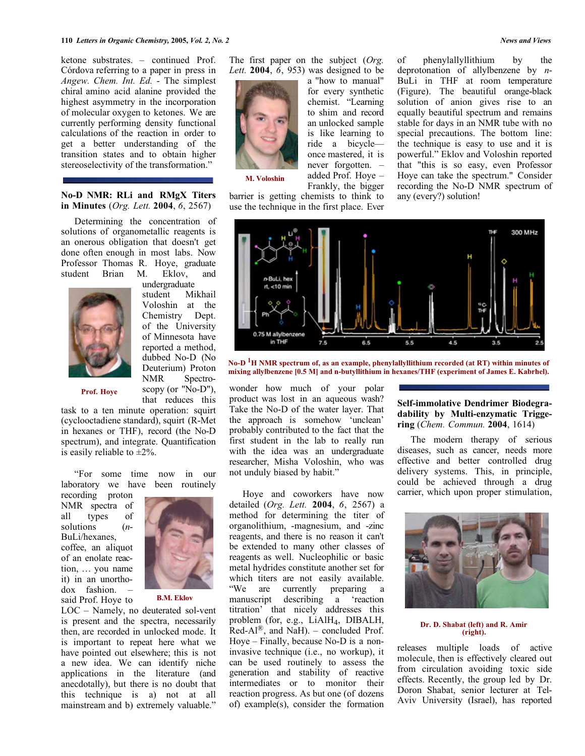ketone substrates. – continued Prof. Córdova referring to a paper in press in *Angew. Chem. Int. Ed.* - The simplest chiral amino acid alanine provided the highest asymmetry in the incorporation of molecular oxygen to ketones. We are currently performing density functional calculations of the reaction in order to get a better understanding of the transition states and to obtain higher stereoselectivity of the transformation."

## No-D NMR: RLi and RMgX Titers in Minutes (*Org. Lett.* 2004, *6*, 2567)

Determining the concentration of solutions of organometallic reagents is an onerous obligation that doesn't get done often enough in most labs. Now Professor Thomas R. Hoye, graduate student Brian M. Eklov, and undergraduate student Mikhail Voloshin at the Chemistry Dept. of the University of Minnesota have reported a method, dubbed No-D (No Deuterium) Proton NMR Spectroscopy (or "No-D"), that reduces this task to a ten minute operation: squirt (cyclooctadiene standard), squirt (R-Met in hexanes or THF), record (the No-D spectrum), and integrate. Quantification is easily reliable to ±2%.

Prof. Hoye

"For some time now in our laboratory we have been routinely recording proton NMR spectra of all types of solutions (*n*-BuLi/hexanes, coffee, an aliquot of an enolate reaction, … you name it) in an unorthodox fashion. – said Prof. Hoye to LOC – Namely, no deuterated sol-vent is present and the spectra, necessarily then, are recorded in unlocked mode. It is important to repeat here what we have pointed out elsewhere; this is not a new idea. We can identify niche applications in the literature (and anecdotally), but there is no doubt that this technique is a) not at all mainstream and b) extremely valuable."

B.M. Eklov

The first paper on the subject (*Org. Lett.* **2004**, *6*, 953) was designed to be a "how to manual" for every synthetic chemist. "Learning to shim and record an unlocked sample is like learning to ride a bicycle—once mastered, it is never forgotten. – added Prof. Hoye – Frankly, the bigger barrier is getting chemists to think to use the technique in the first place. Ever wonder how much of your polar product was lost in an aqueous wash? Take the No-D of the water layer. That the approach is somehow 'unclean' probably contributed to the fact that the first student in the lab to really run with the idea was an undergraduate researcher, Misha Voloshin, who was not unduly biased by habit."

M. Voloshin

Hoye and coworkers have now detailed (*Org. Lett.* **2004**, *6*, 2567) a method for determining the titer of organolithium, -magnesium, and -zinc reagents, and there is no reason it can't be extended to many other classes of reagents as well. Nucleophilic or basic metal hydrides constitute another set for which titers are not easily available. "We are currently preparing a manuscript describing a 'reaction titration' that nicely addresses this problem (for, e.g., $LiAlH_4$, DIBALH, Red-Al®, and NaH). – concluded Prof. Hoye – Finally, because No-D is a non-invasive technique (i.e., no workup), it can be used routinely to assess the generation and stability of reactive intermediates or to monitor their reaction progress. As but one (of dozens of) example(s), consider the formation of phenylallyllithium by the deprotonation of allylbenzene by *n*-BuLi in THF at room temperature (Figure). The beautiful orange-black solution of anion gives rise to an equally beautiful spectrum and remains stable for days in an NMR tube with no special precautions. The bottom line: the technique is easy to use and it is powerful." Eklov and Voloshin reported that "this is so easy, even Professor Hoye can take the spectrum." Consider recording the No-D NMR spectrum of any (every?) solution!

No-D [1]H NMR spectrum of, as an example, phenylallyllithium recorded (at RT) within minutes of mixing allylbenzene [0.5 M] and n-butyllithium in hexanes/THF (experiment of James E. Kabrhel).

## Self-immolative Dendrimer Biodegradability by Multi-enzymatic Triggering (*Chem. Commun.* 2004, 1614)

The modern therapy of serious diseases, such as cancer, needs more effective and better controlled drug delivery systems. This, in principle, could be achieved through a drug carrier, which upon proper stimulation, releases multiple loads of active molecule, then is effectively cleared out from circulation avoiding toxic side effects. Recently, the group led by Dr. Doron Shabat, senior lecturer at Tel-Aviv University (Israel), has reported

Dr. D. Shabat (left) and R. Amir (right).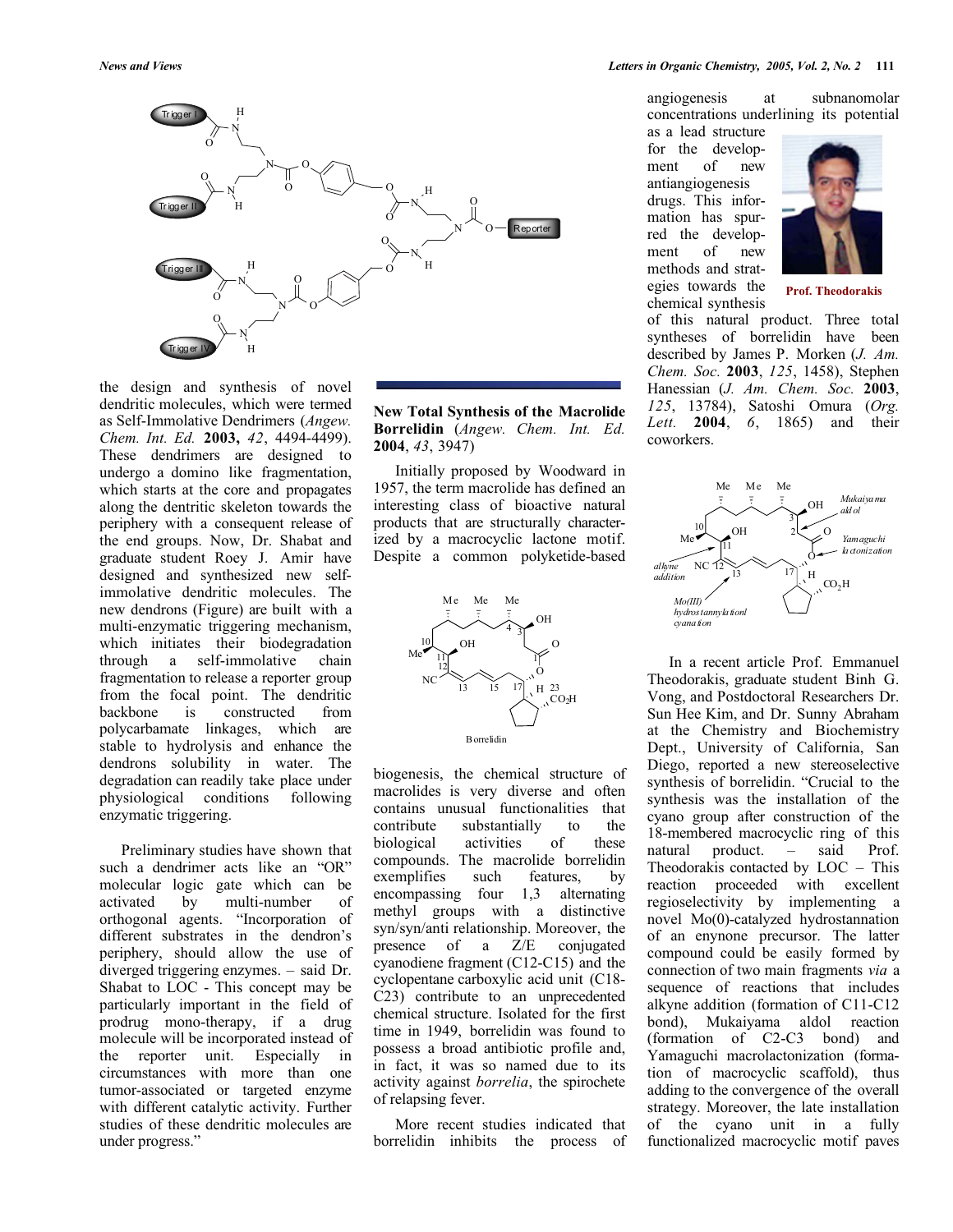the design and synthesis of novel dendritic molecules, which were termed as Self-Immolative Dendrimers (*Angew. Chem. Int. Ed.* **2003,** *42*, 4494-4499). These dendrimers are designed to undergo a domino like fragmentation, which starts at the core and propagates along the dentritic skeleton towards the periphery with a consequent release of the end groups. Now, Dr. Shabat and graduate student Roey J. Amir have designed and synthesized new self-immolative dendritic molecules. The new dendrons (Figure) are built with a multi-enzymatic triggering mechanism, which initiates their biodegradation through a self-immolative chain fragmentation to release a reporter group from the focal point. The dendritic backbone is constructed from polycarbamate linkages, which are stable to hydrolysis and enhance the dendrons solubility in water. The degradation can readily take place under physiological conditions following enzymatic triggering.

Preliminary studies have shown that such a dendrimer acts like an "OR" molecular logic gate which can be activated by multi-number of orthogonal agents. "Incorporation of different substrates in the dendron's periphery, should allow the use of diverged triggering enzymes. – said Dr. Shabat to LOC - This concept may be particularly important in the field of prodrug mono-therapy, if a drug molecule will be incorporated instead of the reporter unit. Especially in circumstances with more than one tumor-associated or targeted enzyme with different catalytic activity. Further studies of these dendritic molecules are under progress."

## New Total Synthesis of the Macrolide Borrelidin (*Angew. Chem. Int. Ed.* **2004**, *43*, 3947)

Initially proposed by Woodward in 1957, the term macrolide has defined an interesting class of bioactive natural products that are structurally characterized by a macrocyclic lactone motif. Despite a common polyketide-based biogenesis, the chemical structure of macrolides is very diverse and often contains unusual functionalities that contribute substantially to the biological activities of these compounds. The macrolide borrelidin exemplifies such features, by encompassing four 1,3 alternating methyl groups with a distinctive syn/syn/anti relationship. Moreover, the presence of a Z/E conjugated cyanodiene fragment (C12-C15) and the cyclopentane carboxylic acid unit (C18-C23) contribute to an unprecedented chemical structure. Isolated for the first time in 1949, borrelidin was found to possess a broad antibiotic profile and, in fact, it was so named due to its activity against *borrelia*, the spirochete of relapsing fever.

Borrelidin

More recent studies indicated that borrelidin inhibits the process of angiogenesis at subnanomolar concentrations underlining its potential as a lead structure for the development of new antiangiogenesis drugs. This information has spurred the development of new methods and strategies towards the chemical synthesis of this natural product. Three total syntheses of borrelidin have been described by James P. Morken (*J. Am. Chem. Soc.* **2003**, *125*, 1458), Stephen Hanessian (*J. Am. Chem. Soc.* **2003**, *125*, 13784), Satoshi Omura (*Org. Lett.* **2004**, *6*, 1865) and their coworkers.

Prof. Theodorakis

In a recent article Prof. Emmanuel Theodorakis, graduate student Binh G. Vong, and Postdoctoral Researchers Dr. Sun Hee Kim, and Dr. Sunny Abraham at the Chemistry and Biochemistry Dept., University of California, San Diego, reported a new stereoselective synthesis of borrelidin. "Crucial to the synthesis was the installation of the cyano group after construction of the 18-membered macrocyclic ring of this natural product. – said Prof. Theodorakis contacted by LOC – This reaction proceeded with excellent regioselectivity by implementing a novel Mo(0)-catalyzed hydrostannation of an enynone precursor. The latter compound could be easily formed by connection of two main fragments *via* a sequence of reactions that includes alkyne addition (formation of C11-C12 bond), Mukaiyama aldol reaction (formation of C2-C3 bond) and Yamaguchi macrolactonization (formation of macrocyclic scaffold), thus adding to the convergence of the overall strategy. Moreover, the late installation of the cyano unit in a fully functionalized macrocyclic motif paves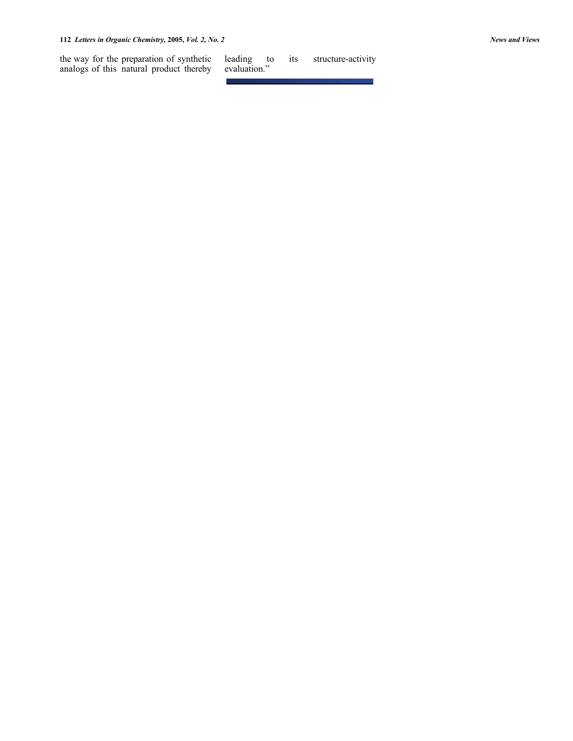the way for the preparation of synthetic analogs of this natural product thereby leading to its structure-activity evaluation."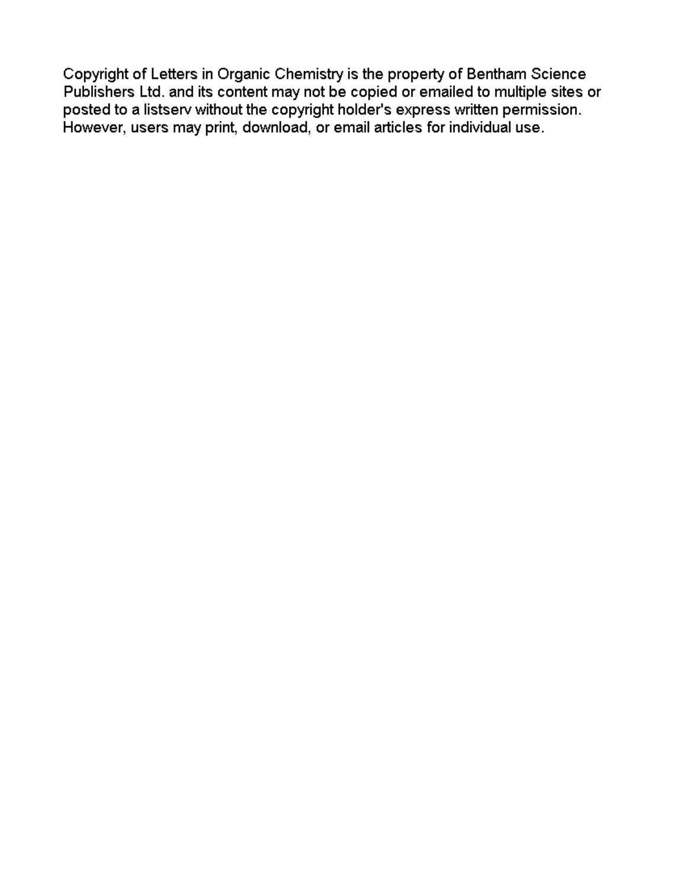Copyright of Letters in Organic Chemistry is the property of Bentham Science Publishers Ltd. and its content may not be copied or emailed to multiple sites or posted to a listserv without the copyright holder's express written permission. However, users may print, download, or email articles for individual use.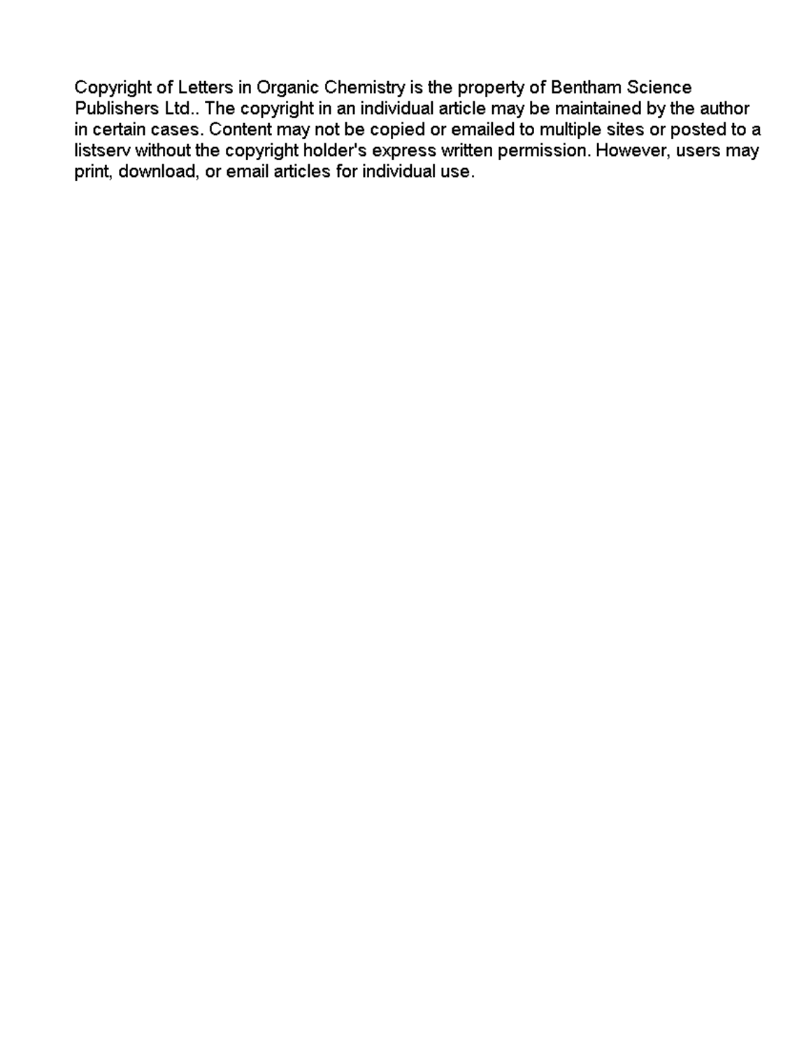Copyright of Letters in Organic Chemistry is the property of Bentham Science Publishers Ltd.. The copyright in an individual article may be maintained by the author in certain cases. Content may not be copied or emailed to multiple sites or posted to a listserv without the copyright holder's express written permission. However, users may print, download, or email articles for individual use.